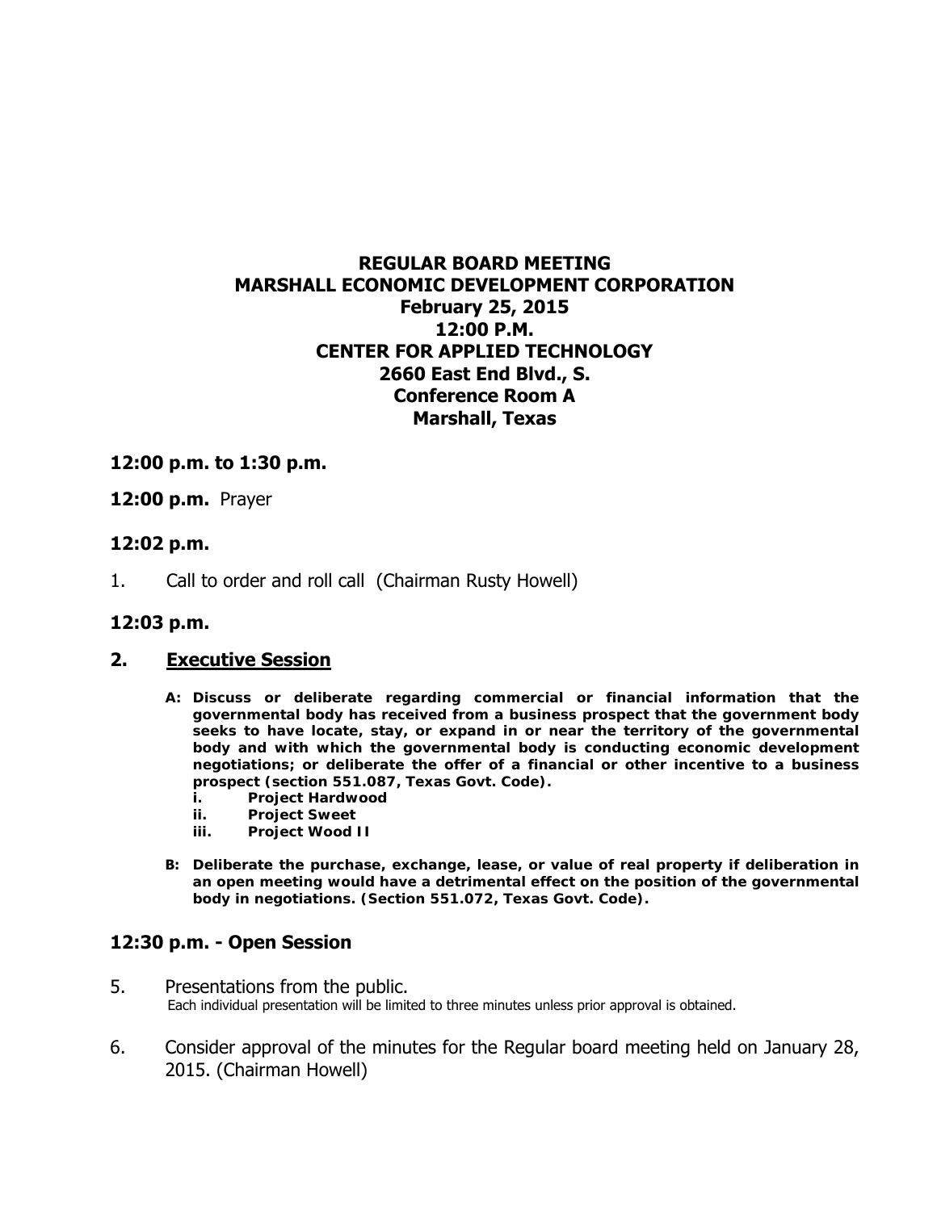# REGULAR BOARD MEETING
# MARSHALL ECONOMIC DEVELOPMENT CORPORATION
## February 25, 2015
## 12:00 P.M.
## CENTER FOR APPLIED TECHNOLOGY
## 2660 East End Blvd., S.
## Conference Room A
## Marshall, Texas

**12:00 p.m. to 1:30 p.m.**

**12:00 p.m.** Prayer

**12:02 p.m.**

1. Call to order and roll call (Chairman Rusty Howell)

**12:03 p.m.**

**2. <u>Executive Session</u>**

**A: Discuss or deliberate regarding commercial or financial information that the governmental body has received from a business prospect that the government body seeks to have locate, stay, or expand in or near the territory of the governmental body and with which the governmental body is conducting economic development negotiations; or deliberate the offer of a financial or other incentive to a business prospect (section 551.087, Texas Govt. Code).**

   **i. Project Hardwood**
   **ii. Project Sweet**
   **iii. Project Wood II**

**B: Deliberate the purchase, exchange, lease, or value of real property if deliberation in an open meeting would have a detrimental effect on the position of the governmental body in negotiations. (Section 551.072, Texas Govt. Code).**

**12:30 p.m. - Open Session**

5. Presentations from the public.
   Each individual presentation will be limited to three minutes unless prior approval is obtained.

6. Consider approval of the minutes for the Regular board meeting held on January 28, 2015. (Chairman Howell)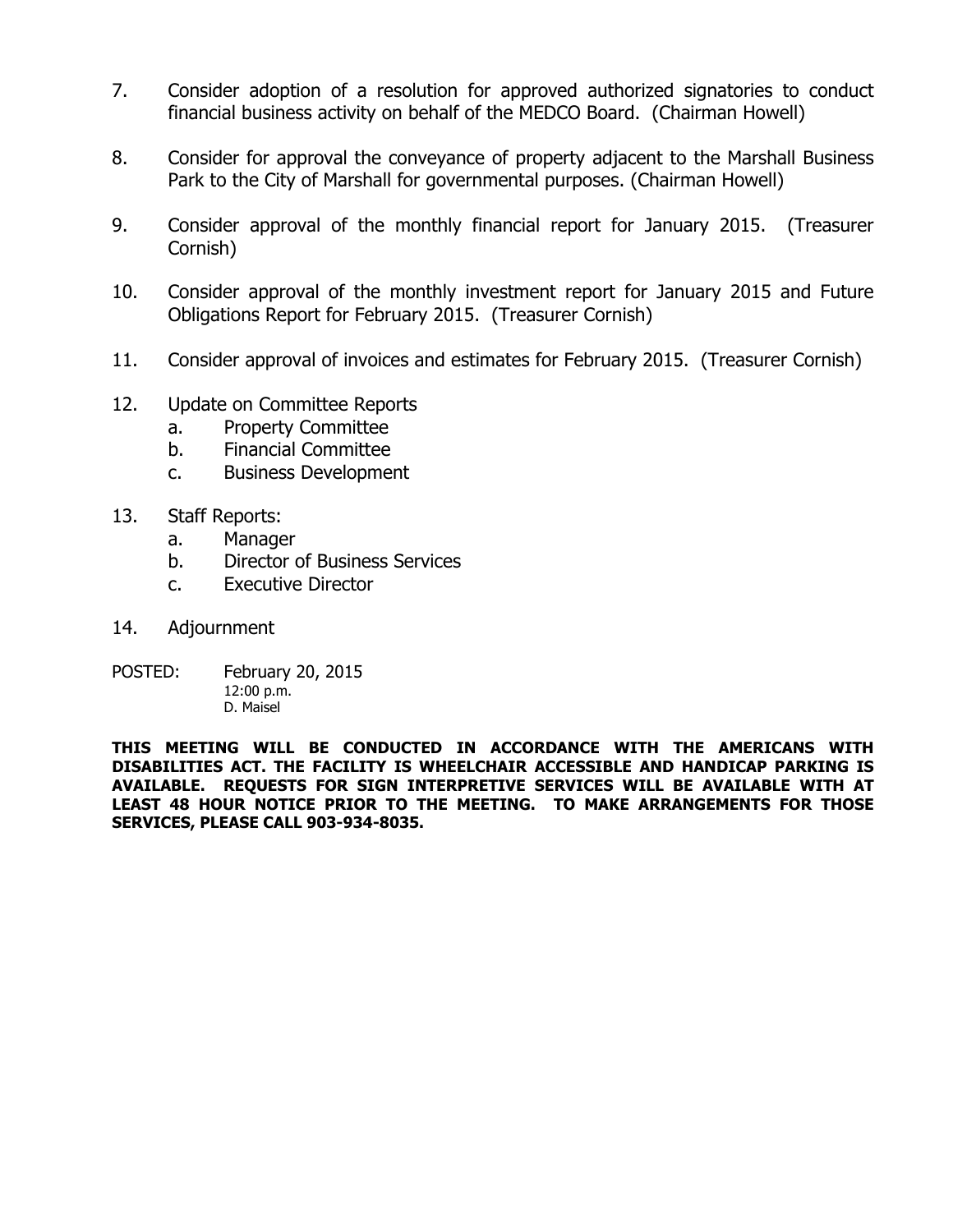7. Consider adoption of a resolution for approved authorized signatories to conduct financial business activity on behalf of the MEDCO Board. (Chairman Howell)

8. Consider for approval the conveyance of property adjacent to the Marshall Business Park to the City of Marshall for governmental purposes. (Chairman Howell)

9. Consider approval of the monthly financial report for January 2015. (Treasurer Cornish)

10. Consider approval of the monthly investment report for January 2015 and Future Obligations Report for February 2015. (Treasurer Cornish)

11. Consider approval of invoices and estimates for February 2015. (Treasurer Cornish)

12. Update on Committee Reports
    a. Property Committee
    b. Financial Committee
    c. Business Development

13. Staff Reports:
    a. Manager
    b. Director of Business Services
    c. Executive Director

14. Adjournment

POSTED: February 20, 2015
12:00 p.m.
D. Maisel

**THIS MEETING WILL BE CONDUCTED IN ACCORDANCE WITH THE AMERICANS WITH DISABILITIES ACT. THE FACILITY IS WHEELCHAIR ACCESSIBLE AND HANDICAP PARKING IS AVAILABLE. REQUESTS FOR SIGN INTERPRETIVE SERVICES WILL BE AVAILABLE WITH AT LEAST 48 HOUR NOTICE PRIOR TO THE MEETING. TO MAKE ARRANGEMENTS FOR THOSE SERVICES, PLEASE CALL 903-934-8035.**